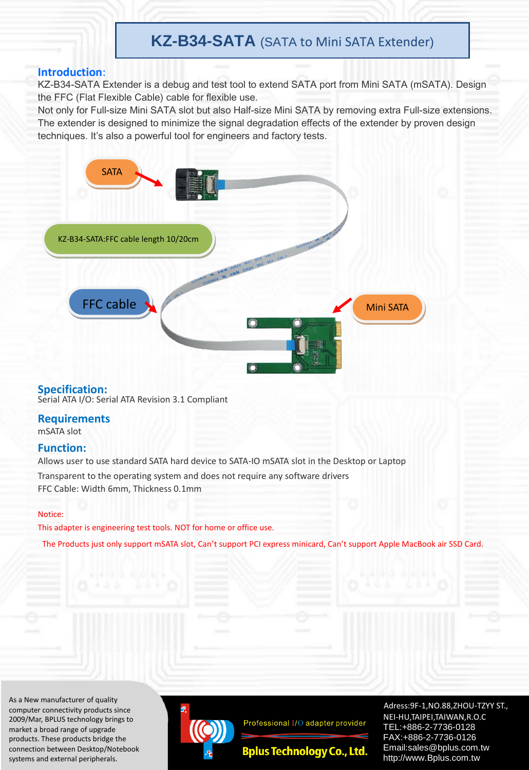# KZ-B34-SATA (SATA to Mini SATA Extender)

## Introduction:

KZ-B34-SATA Extender is a debug and test tool to extend SATA port from Mini SATA (mSATA). Design the FFC (Flat Flexible Cable) cable for flexible use.
Not only for Full-size Mini SATA slot but also Half-size Mini SATA by removing extra Full-size extensions. The extender is designed to minimize the signal degradation effects of the extender by proven design techniques. It's also a powerful tool for engineers and factory tests.

SATA

KZ-B34-SATA:FFC cable length 10/20cm

FFC cable

Mini SATA

## Specification:

Serial ATA I/O: Serial ATA Revision 3.1 Compliant

## Requirements

mSATA slot

## Function:

Allows user to use standard SATA hard device to SATA-IO mSATA slot in the Desktop or Laptop

Transparent to the operating system and does not require any software drivers

FFC Cable: Width 6mm, Thickness 0.1mm

Notice:

This adapter is engineering test tools. NOT for home or office use.

The Products just only support mSATA slot, Can't support PCI express minicard, Can't support Apple MacBook air SSD Card.

As a New manufacturer of quality computer connectivity products since 2009/Mar, BPLUS technology brings to market a broad range of upgrade products. These products bridge the connection between Desktop/Notebook systems and external peripherals.

Professional I/O adapter provider

Bplus Technology Co., Ltd.

Adress:9F-1,NO.88,ZHOU-TZYY ST., NEI-HU,TAIPEI,TAIWAN,R.O.C
TEL:+886-2-7736-0128
FAX:+886-2-7736-0126
Email:sales@bplus.com.tw
http://www.Bplus.com.tw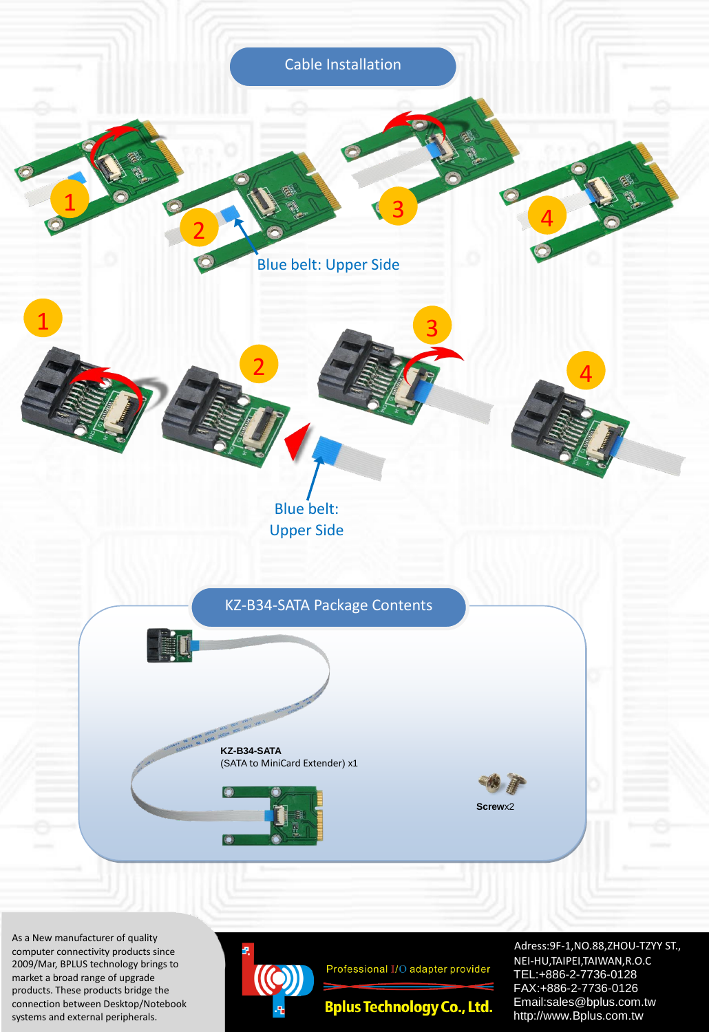## Cable Installation

1

2

3

4

Blue belt: Upper Side

1

2

3

4

Blue belt: Upper Side

## KZ-B34-SATA Package Contents

**KZ-B34-SATA**
(SATA to MiniCard Extender) x1

**Screw**x2

As a New manufacturer of quality computer connectivity products since 2009/Mar, BPLUS technology brings to market a broad range of upgrade products. These products bridge the connection between Desktop/Notebook systems and external peripherals.

Professional I/O adapter provider

**Bplus Technology Co., Ltd.**

Adress:9F-1,NO.88,ZHOU-TZYY ST., NEI-HU,TAIPEI,TAIWAN,R.O.C
TEL:+886-2-7736-0128
FAX:+886-2-7736-0126
Email:sales@bplus.com.tw
http://www.Bplus.com.tw